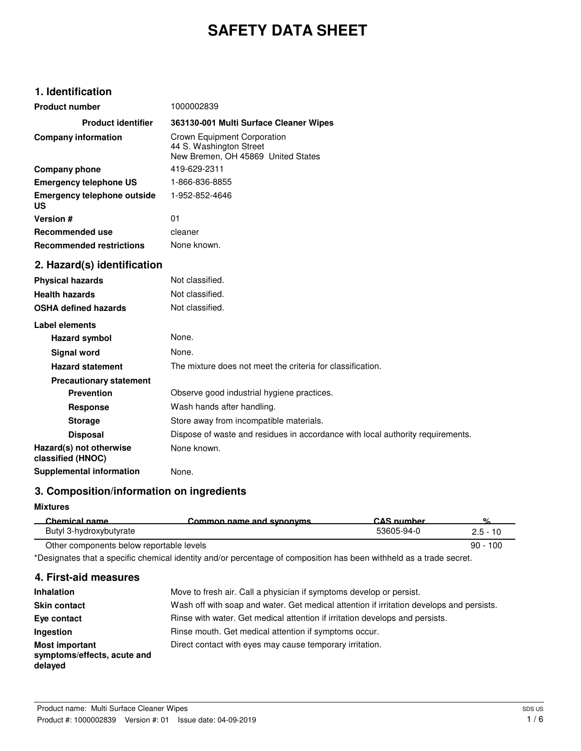# SAFETY DATA SHEET

## 1. Identification

| | |
|---|---|
| **Product number** | 1000002839 |
| **Product identifier** | **363130-001 Multi Surface Cleaner Wipes** |
| **Company information** | Crown Equipment Corporation<br>44 S. Washington Street<br>New Bremen, OH 45869 United States |
| **Company phone** | 419-629-2311 |
| **Emergency telephone US** | 1-866-836-8855 |
| **Emergency telephone outside US** | 1-952-852-4646 |
| **Version #** | 01 |
| **Recommended use** | cleaner |
| **Recommended restrictions** | None known. |

## 2. Hazard(s) identification

| | |
|---|---|
| **Physical hazards** | Not classified. |
| **Health hazards** | Not classified. |
| **OSHA defined hazards** | Not classified. |

**Label elements**

| | |
|---|---|
| **Hazard symbol** | None. |
| **Signal word** | None. |
| **Hazard statement** | The mixture does not meet the criteria for classification. |
| **Precautionary statement** | |
| **Prevention** | Observe good industrial hygiene practices. |
| **Response** | Wash hands after handling. |
| **Storage** | Store away from incompatible materials. |
| **Disposal** | Dispose of waste and residues in accordance with local authority requirements. |
| **Hazard(s) not otherwise classified (HNOC)** | None known. |
| **Supplemental information** | None. |

## 3. Composition/information on ingredients

**Mixtures**

| Chemical name | Common name and synonyms | CAS number | % |
|---|---|---|---|
| Butyl 3-hydroxybutyrate | | 53605-94-0 | 2.5 - 10 |
| Other components below reportable levels | | | 90 - 100 |

*Designates that a specific chemical identity and/or percentage of composition has been withheld as a trade secret.

## 4. First-aid measures

| | |
|---|---|
| **Inhalation** | Move to fresh air. Call a physician if symptoms develop or persist. |
| **Skin contact** | Wash off with soap and water. Get medical attention if irritation develops and persists. |
| **Eye contact** | Rinse with water. Get medical attention if irritation develops and persists. |
| **Ingestion** | Rinse mouth. Get medical attention if symptoms occur. |
| **Most important symptoms/effects, acute and delayed** | Direct contact with eyes may cause temporary irritation. |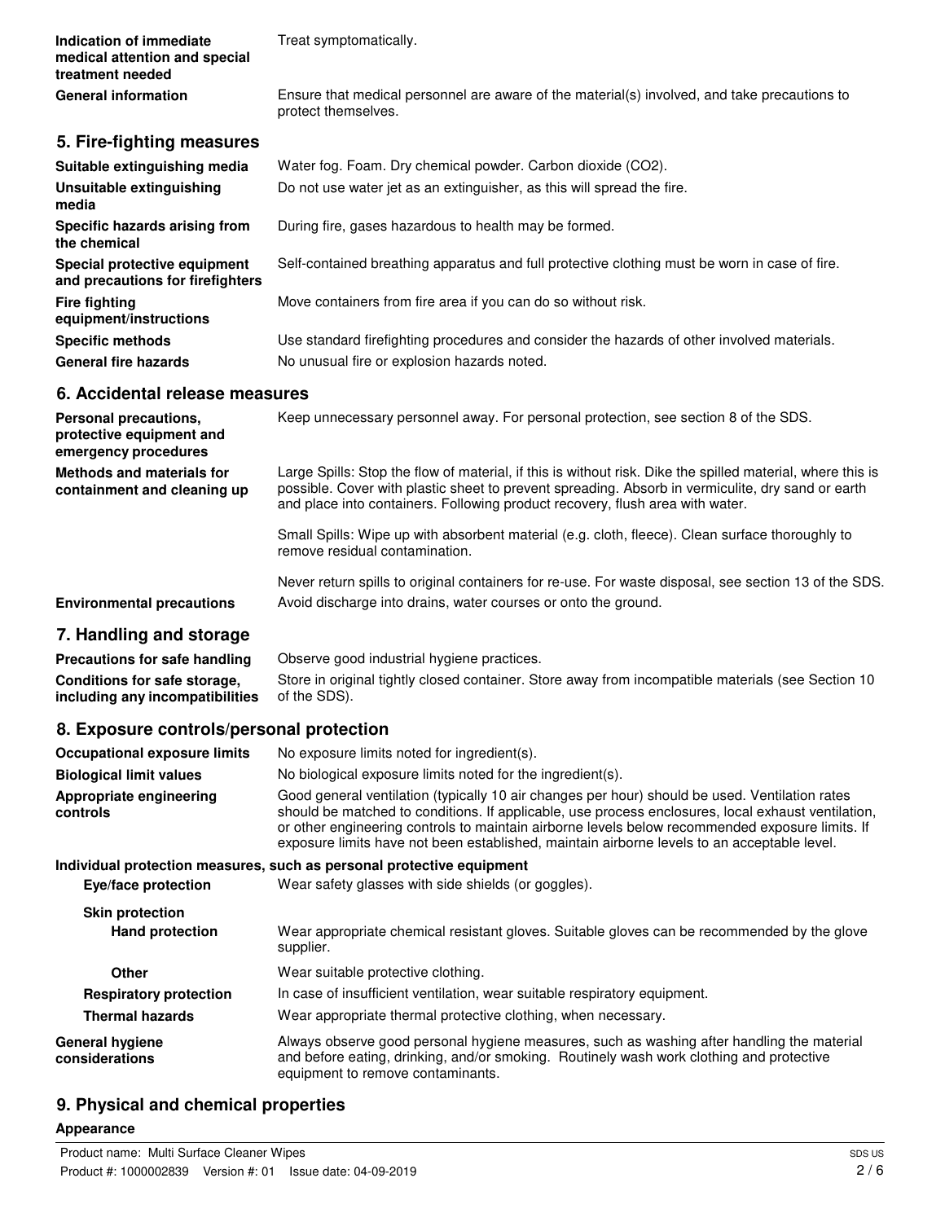| | |
|---|---|
| **Indication of immediate medical attention and special treatment needed** | Treat symptomatically. |
| **General information** | Ensure that medical personnel are aware of the material(s) involved, and take precautions to protect themselves. |

## 5. Fire-fighting measures

| | |
|---|---|
| **Suitable extinguishing media** | Water fog. Foam. Dry chemical powder. Carbon dioxide ($CO_2$). |
| **Unsuitable extinguishing media** | Do not use water jet as an extinguisher, as this will spread the fire. |
| **Specific hazards arising from the chemical** | During fire, gases hazardous to health may be formed. |
| **Special protective equipment and precautions for firefighters** | Self-contained breathing apparatus and full protective clothing must be worn in case of fire. |
| **Fire fighting equipment/instructions** | Move containers from fire area if you can do so without risk. |
| **Specific methods** | Use standard firefighting procedures and consider the hazards of other involved materials. |
| **General fire hazards** | No unusual fire or explosion hazards noted. |

## 6. Accidental release measures

| | |
|---|---|
| **Personal precautions, protective equipment and emergency procedures** | Keep unnecessary personnel away. For personal protection, see section 8 of the SDS. |
| **Methods and materials for containment and cleaning up** | Large Spills: Stop the flow of material, if this is without risk. Dike the spilled material, where this is possible. Cover with plastic sheet to prevent spreading. Absorb in vermiculite, dry sand or earth and place into containers. Following product recovery, flush area with water.<br><br>Small Spills: Wipe up with absorbent material (e.g. cloth, fleece). Clean surface thoroughly to remove residual contamination.<br><br>Never return spills to original containers for re-use. For waste disposal, see section 13 of the SDS. |
| **Environmental precautions** | Avoid discharge into drains, water courses or onto the ground. |

## 7. Handling and storage

| | |
|---|---|
| **Precautions for safe handling** | Observe good industrial hygiene practices. |
| **Conditions for safe storage, including any incompatibilities** | Store in original tightly closed container. Store away from incompatible materials (see Section 10 of the SDS). |

## 8. Exposure controls/personal protection

| | |
|---|---|
| **Occupational exposure limits** | No exposure limits noted for ingredient(s). |
| **Biological limit values** | No biological exposure limits noted for the ingredient(s). |
| **Appropriate engineering controls** | Good general ventilation (typically 10 air changes per hour) should be used. Ventilation rates should be matched to conditions. If applicable, use process enclosures, local exhaust ventilation, or other engineering controls to maintain airborne levels below recommended exposure limits. If exposure limits have not been established, maintain airborne levels to an acceptable level. |

**Individual protection measures, such as personal protective equipment**

| | |
|---|---|
| **Eye/face protection** | Wear safety glasses with side shields (or goggles). |
| **Skin protection** | |
| **Hand protection** | Wear appropriate chemical resistant gloves. Suitable gloves can be recommended by the glove supplier. |
| **Other** | Wear suitable protective clothing. |
| **Respiratory protection** | In case of insufficient ventilation, wear suitable respiratory equipment. |
| **Thermal hazards** | Wear appropriate thermal protective clothing, when necessary. |
| **General hygiene considerations** | Always observe good personal hygiene measures, such as washing after handling the material and before eating, drinking, and/or smoking. Routinely wash work clothing and protective equipment to remove contaminants. |

## 9. Physical and chemical properties

**Appearance**

Product name: Multi Surface Cleaner Wipes

Product #: 1000002839 Version #: 01 Issue date: 04-09-2019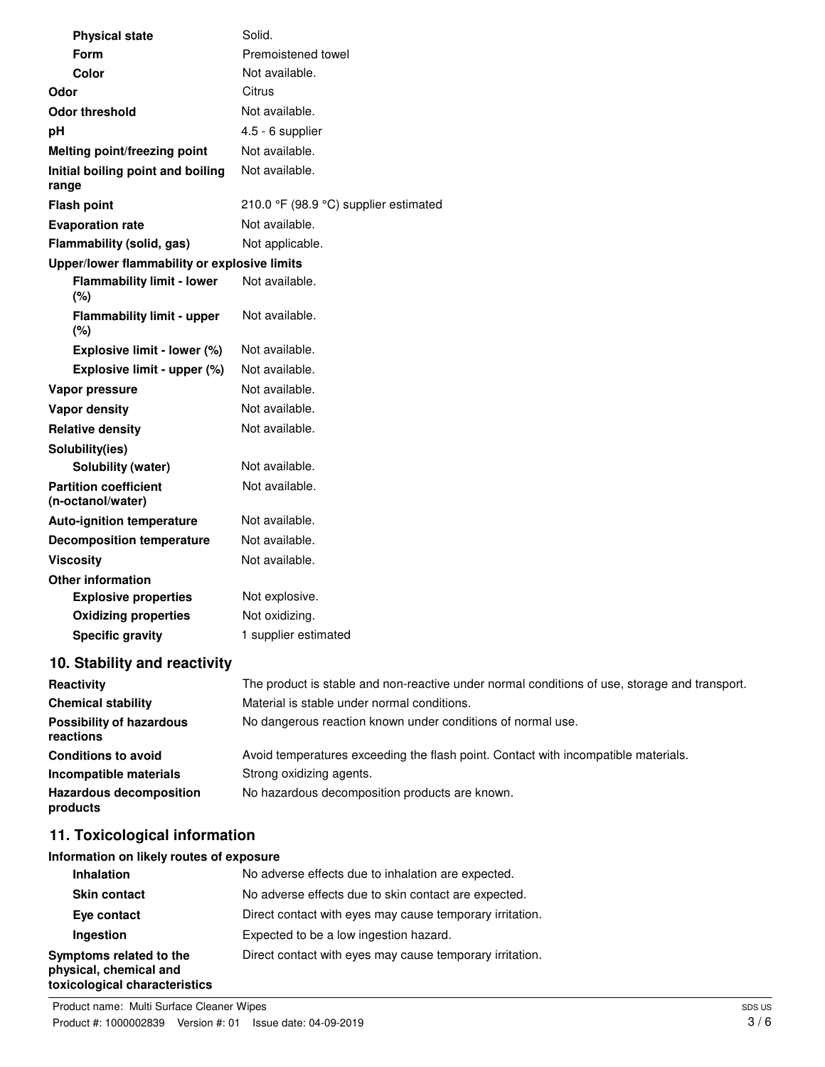| | |
|---|---|
| **Physical state** | Solid. |
| **Form** | Premoistened towel |
| **Color** | Not available. |
| **Odor** | Citrus |
| **Odor threshold** | Not available. |
| **pH** | 4.5 - 6 supplier |
| **Melting point/freezing point** | Not available. |
| **Initial boiling point and boiling range** | Not available. |
| **Flash point** | 210.0 °F (98.9 °C) supplier estimated |
| **Evaporation rate** | Not available. |
| **Flammability (solid, gas)** | Not applicable. |
| **Upper/lower flammability or explosive limits** | |
| **Flammability limit - lower (%)** | Not available. |
| **Flammability limit - upper (%)** | Not available. |
| **Explosive limit - lower (%)** | Not available. |
| **Explosive limit - upper (%)** | Not available. |
| **Vapor pressure** | Not available. |
| **Vapor density** | Not available. |
| **Relative density** | Not available. |
| **Solubility(ies)** | |
| **Solubility (water)** | Not available. |
| **Partition coefficient (n-octanol/water)** | Not available. |
| **Auto-ignition temperature** | Not available. |
| **Decomposition temperature** | Not available. |
| **Viscosity** | Not available. |
| **Other information** | |
| **Explosive properties** | Not explosive. |
| **Oxidizing properties** | Not oxidizing. |
| **Specific gravity** | 1 supplier estimated |

## 10. Stability and reactivity

| | |
|---|---|
| **Reactivity** | The product is stable and non-reactive under normal conditions of use, storage and transport. |
| **Chemical stability** | Material is stable under normal conditions. |
| **Possibility of hazardous reactions** | No dangerous reaction known under conditions of normal use. |
| **Conditions to avoid** | Avoid temperatures exceeding the flash point. Contact with incompatible materials. |
| **Incompatible materials** | Strong oxidizing agents. |
| **Hazardous decomposition products** | No hazardous decomposition products are known. |

## 11. Toxicological information

**Information on likely routes of exposure**

| | |
|---|---|
| **Inhalation** | No adverse effects due to inhalation are expected. |
| **Skin contact** | No adverse effects due to skin contact are expected. |
| **Eye contact** | Direct contact with eyes may cause temporary irritation. |
| **Ingestion** | Expected to be a low ingestion hazard. |
| **Symptoms related to the physical, chemical and toxicological characteristics** | Direct contact with eyes may cause temporary irritation. |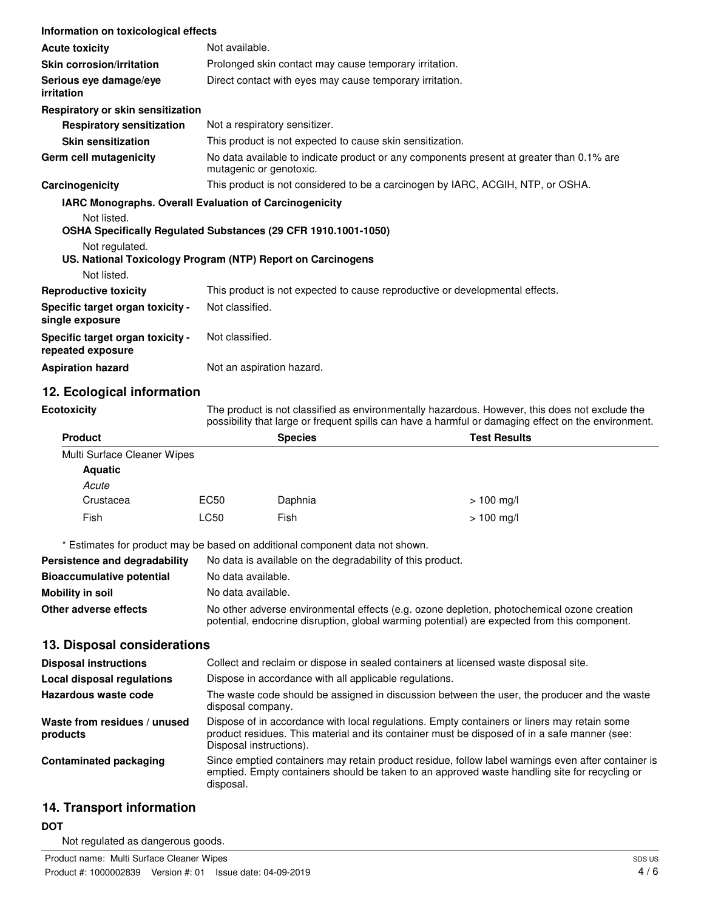**Information on toxicological effects**

| | |
|---|---|
| **Acute toxicity** | Not available. |
| **Skin corrosion/irritation** | Prolonged skin contact may cause temporary irritation. |
| **Serious eye damage/eye irritation** | Direct contact with eyes may cause temporary irritation. |

**Respiratory or skin sensitization**

| | |
|---|---|
| **Respiratory sensitization** | Not a respiratory sensitizer. |
| **Skin sensitization** | This product is not expected to cause skin sensitization. |
| **Germ cell mutagenicity** | No data available to indicate product or any components present at greater than 0.1% are mutagenic or genotoxic. |
| **Carcinogenicity** | This product is not considered to be a carcinogen by IARC, ACGIH, NTP, or OSHA. |

**IARC Monographs. Overall Evaluation of Carcinogenicity**

Not listed.

**OSHA Specifically Regulated Substances (29 CFR 1910.1001-1050)**

Not regulated.

**US. National Toxicology Program (NTP) Report on Carcinogens**

Not listed.

| | |
|---|---|
| **Reproductive toxicity** | This product is not expected to cause reproductive or developmental effects. |
| **Specific target organ toxicity - single exposure** | Not classified. |
| **Specific target organ toxicity - repeated exposure** | Not classified. |
| **Aspiration hazard** | Not an aspiration hazard. |

## 12. Ecological information

**Ecotoxicity** The product is not classified as environmentally hazardous. However, this does not exclude the possibility that large or frequent spills can have a harmful or damaging effect on the environment.

| Product | | Species | Test Results |
|---|---|---|---|
| Multi Surface Cleaner Wipes | | | |
| **Aquatic** | | | |
| *Acute* | | | |
| Crustacea | EC50 | Daphnia | > 100 mg/l |
| Fish | LC50 | Fish | > 100 mg/l |

\* Estimates for product may be based on additional component data not shown.

| | |
|---|---|
| **Persistence and degradability** | No data is available on the degradability of this product. |
| **Bioaccumulative potential** | No data available. |
| **Mobility in soil** | No data available. |
| **Other adverse effects** | No other adverse environmental effects (e.g. ozone depletion, photochemical ozone creation potential, endocrine disruption, global warming potential) are expected from this component. |

## 13. Disposal considerations

| | |
|---|---|
| **Disposal instructions** | Collect and reclaim or dispose in sealed containers at licensed waste disposal site. |
| **Local disposal regulations** | Dispose in accordance with all applicable regulations. |
| **Hazardous waste code** | The waste code should be assigned in discussion between the user, the producer and the waste disposal company. |
| **Waste from residues / unused products** | Dispose of in accordance with local regulations. Empty containers or liners may retain some product residues. This material and its container must be disposed of in a safe manner (see: Disposal instructions). |
| **Contaminated packaging** | Since emptied containers may retain product residue, follow label warnings even after container is emptied. Empty containers should be taken to an approved waste handling site for recycling or disposal. |

## 14. Transport information

**DOT**

Not regulated as dangerous goods.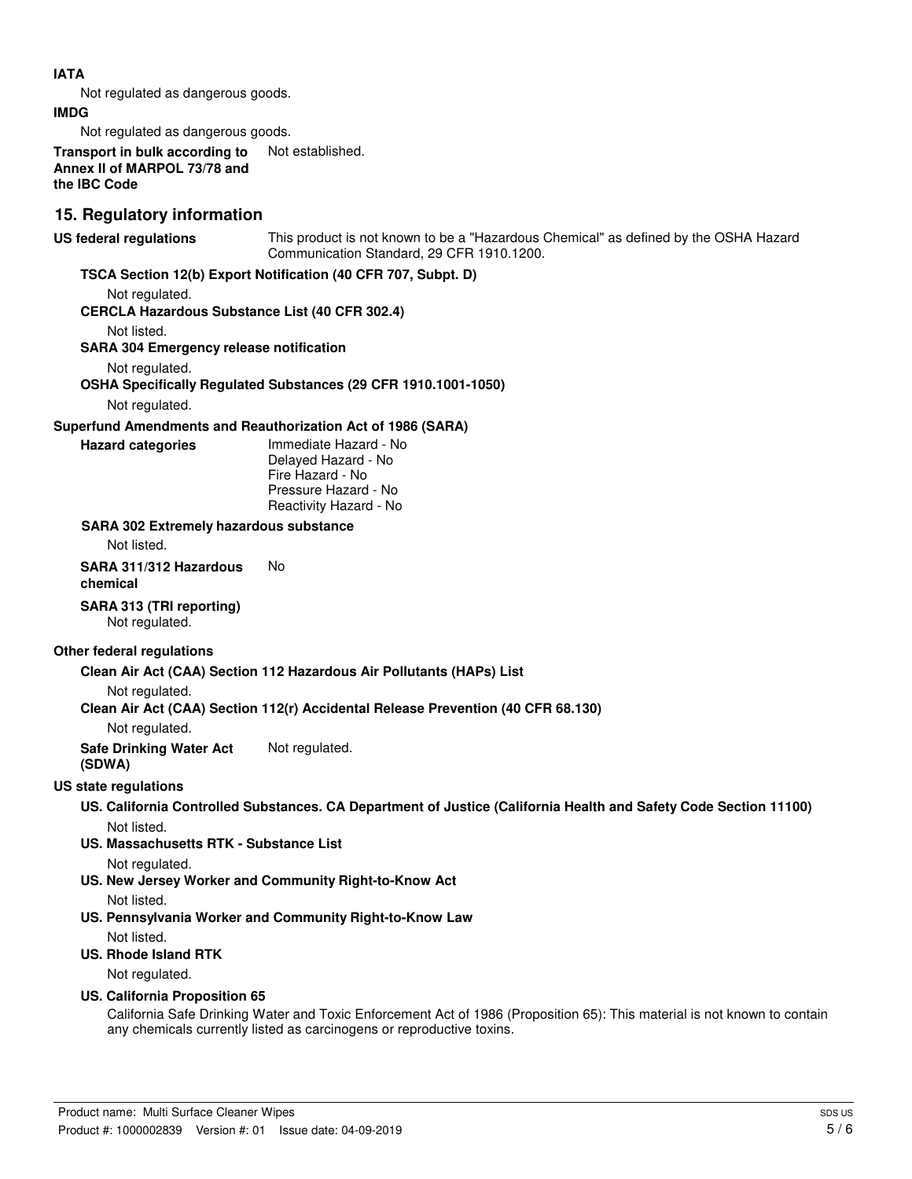**IATA**

Not regulated as dangerous goods.

**IMDG**

Not regulated as dangerous goods.

**Transport in bulk according to Annex II of MARPOL 73/78 and the IBC Code** Not established.

## 15. Regulatory information

**US federal regulations** This product is not known to be a "Hazardous Chemical" as defined by the OSHA Hazard Communication Standard, 29 CFR 1910.1200.

**TSCA Section 12(b) Export Notification (40 CFR 707, Subpt. D)**

Not regulated.

**CERCLA Hazardous Substance List (40 CFR 302.4)**

Not listed.

**SARA 304 Emergency release notification**

Not regulated.

**OSHA Specifically Regulated Substances (29 CFR 1910.1001-1050)**

Not regulated.

**Superfund Amendments and Reauthorization Act of 1986 (SARA)**

**Hazard categories**

Immediate Hazard - No
Delayed Hazard - No
Fire Hazard - No
Pressure Hazard - No
Reactivity Hazard - No

**SARA 302 Extremely hazardous substance**

Not listed.

**SARA 311/312 Hazardous chemical** No

**SARA 313 (TRI reporting)**

Not regulated.

**Other federal regulations**

**Clean Air Act (CAA) Section 112 Hazardous Air Pollutants (HAPs) List**

Not regulated.

**Clean Air Act (CAA) Section 112(r) Accidental Release Prevention (40 CFR 68.130)**

Not regulated.

**Safe Drinking Water Act (SDWA)** Not regulated.

**US state regulations**

**US. California Controlled Substances. CA Department of Justice (California Health and Safety Code Section 11100)**

Not listed.

**US. Massachusetts RTK - Substance List**

Not regulated.

**US. New Jersey Worker and Community Right-to-Know Act**

Not listed.

**US. Pennsylvania Worker and Community Right-to-Know Law**

Not listed.

**US. Rhode Island RTK**

Not regulated.

**US. California Proposition 65**

California Safe Drinking Water and Toxic Enforcement Act of 1986 (Proposition 65): This material is not known to contain any chemicals currently listed as carcinogens or reproductive toxins.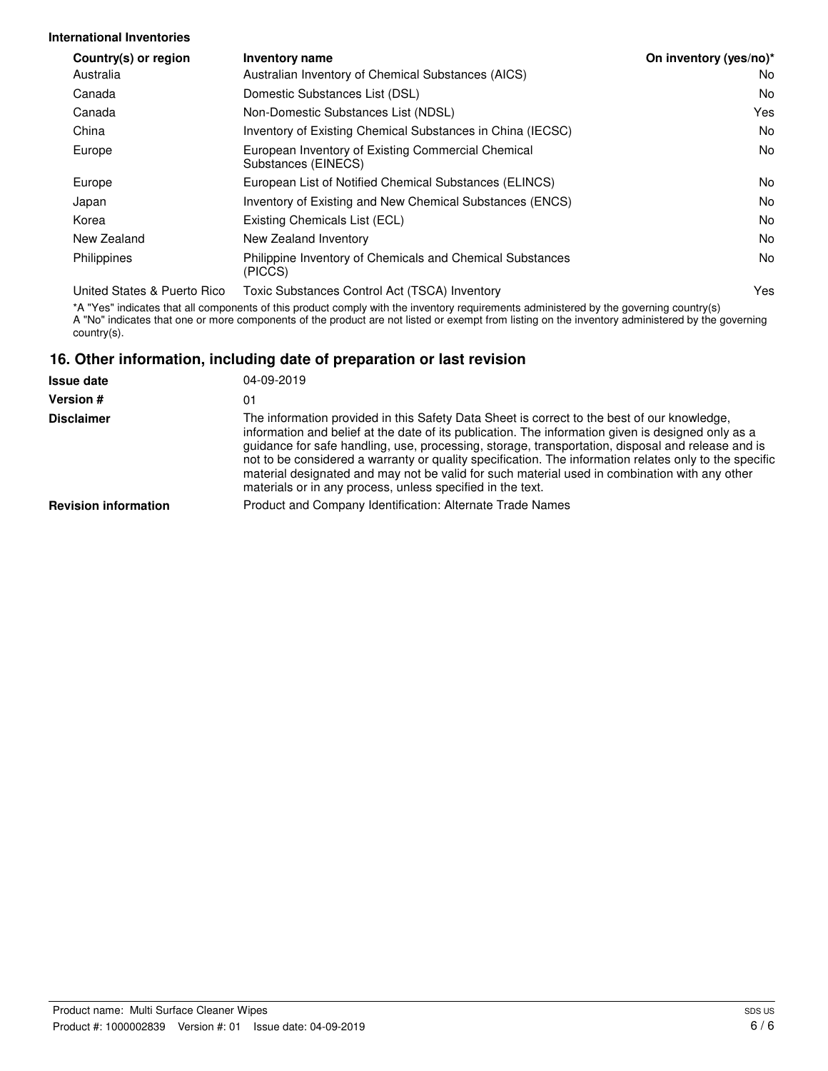**International Inventories**

| Country(s) or region | Inventory name | On inventory (yes/no)* |
| --- | --- | --- |
| Australia | Australian Inventory of Chemical Substances (AICS) | No |
| Canada | Domestic Substances List (DSL) | No |
| Canada | Non-Domestic Substances List (NDSL) | Yes |
| China | Inventory of Existing Chemical Substances in China (IECSC) | No |
| Europe | European Inventory of Existing Commercial Chemical Substances (EINECS) | No |
| Europe | European List of Notified Chemical Substances (ELINCS) | No |
| Japan | Inventory of Existing and New Chemical Substances (ENCS) | No |
| Korea | Existing Chemicals List (ECL) | No |
| New Zealand | New Zealand Inventory | No |
| Philippines | Philippine Inventory of Chemicals and Chemical Substances (PICCS) | No |
| United States & Puerto Rico | Toxic Substances Control Act (TSCA) Inventory | Yes |

*A "Yes" indicates that all components of this product comply with the inventory requirements administered by the governing country(s)
A "No" indicates that one or more components of the product are not listed or exempt from listing on the inventory administered by the governing country(s).

## 16. Other information, including date of preparation or last revision

**Issue date** 04-09-2019

**Version #** 01

**Disclaimer** The information provided in this Safety Data Sheet is correct to the best of our knowledge, information and belief at the date of its publication. The information given is designed only as a guidance for safe handling, use, processing, storage, transportation, disposal and release and is not to be considered a warranty or quality specification. The information relates only to the specific material designated and may not be valid for such material used in combination with any other materials or in any process, unless specified in the text.

**Revision information** Product and Company Identification: Alternate Trade Names